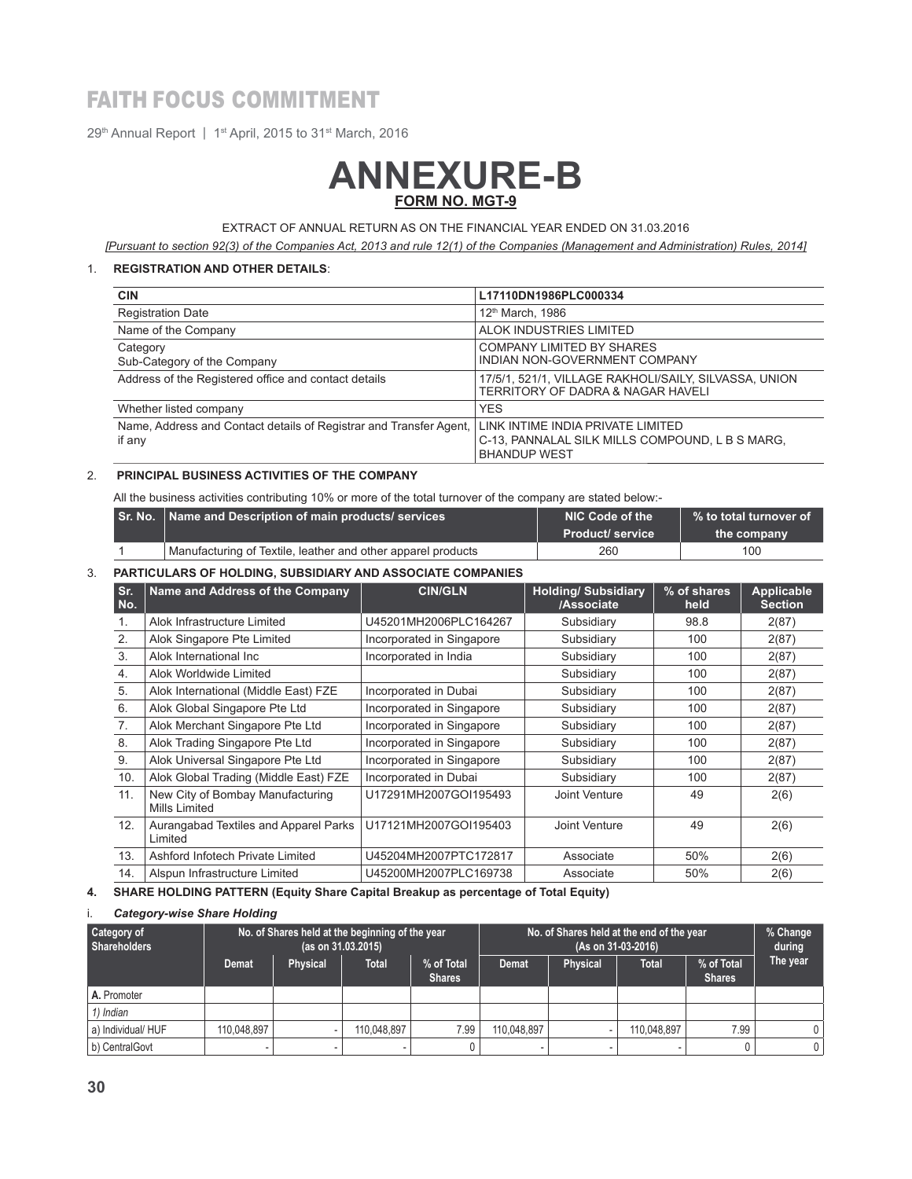# ANNEXURE-B

## FORM NO. MGT-9

EXTRACT OF ANNUAL RETURN AS ON THE FINANCIAL YEAR ENDED ON 31.03.2016

*[Pursuant to section 92(3) of the Companies Act, 2013 and rule 12(1) of the Companies (Management and Administration) Rules, 2014]*

1. **REGISTRATION AND OTHER DETAILS**:

| CIN | L17110DN1986PLC000334 |
|---|---|
| Registration Date | 12th March, 1986 |
| Name of the Company | ALOK INDUSTRIES LIMITED |
| Category<br>Sub-Category of the Company | COMPANY LIMITED BY SHARES<br>INDIAN NON-GOVERNMENT COMPANY |
| Address of the Registered office and contact details | 17/5/1, 521/1, VILLAGE RAKHOLI/SAILY, SILVASSA, UNION TERRITORY OF DADRA & NAGAR HAVELI |
| Whether listed company | YES |
| Name, Address and Contact details of Registrar and Transfer Agent, if any | LINK INTIME INDIA PRIVATE LIMITED<br>C-13, PANNALAL SILK MILLS COMPOUND, L B S MARG, BHANDUP WEST |

2. **PRINCIPAL BUSINESS ACTIVITIES OF THE COMPANY**

All the business activities contributing 10% or more of the total turnover of the company are stated below:-

| Sr. No. | Name and Description of main products/ services | NIC Code of the Product/ service | % to total turnover of the company |
|---|---|---|---|
| 1 | Manufacturing of Textile, leather and other apparel products | 260 | 100 |

3. **PARTICULARS OF HOLDING, SUBSIDIARY AND ASSOCIATE COMPANIES**

| Sr. No. | Name and Address of the Company | CIN/GLN | Holding/ Subsidiary /Associate | % of shares held | Applicable Section |
|---|---|---|---|---|---|
| 1. | Alok Infrastructure Limited | U45201MH2006PLC164267 | Subsidiary | 98.8 | 2(87) |
| 2. | Alok Singapore Pte Limited | Incorporated in Singapore | Subsidiary | 100 | 2(87) |
| 3. | Alok International Inc | Incorporated in India | Subsidiary | 100 | 2(87) |
| 4. | Alok Worldwide Limited | | Subsidiary | 100 | 2(87) |
| 5. | Alok International (Middle East) FZE | Incorporated in Dubai | Subsidiary | 100 | 2(87) |
| 6. | Alok Global Singapore Pte Ltd | Incorporated in Singapore | Subsidiary | 100 | 2(87) |
| 7. | Alok Merchant Singapore Pte Ltd | Incorporated in Singapore | Subsidiary | 100 | 2(87) |
| 8. | Alok Trading Singapore Pte Ltd | Incorporated in Singapore | Subsidiary | 100 | 2(87) |
| 9. | Alok Universal Singapore Pte Ltd | Incorporated in Singapore | Subsidiary | 100 | 2(87) |
| 10. | Alok Global Trading (Middle East) FZE | Incorporated in Dubai | Subsidiary | 100 | 2(87) |
| 11. | New City of Bombay Manufacturing Mills Limited | U17291MH2007GOI195493 | Joint Venture | 49 | 2(6) |
| 12. | Aurangabad Textiles and Apparel Parks Limited | U17121MH2007GOI195403 | Joint Venture | 49 | 2(6) |
| 13. | Ashford Infotech Private Limited | U45204MH2007PTC172817 | Associate | 50% | 2(6) |
| 14. | Alspun Infrastructure Limited | U45200MH2007PLC169738 | Associate | 50% | 2(6) |

4. **SHARE HOLDING PATTERN (Equity Share Capital Breakup as percentage of Total Equity)**

i. ***Category-wise Share Holding***

| Category of Shareholders | No. of Shares held at the beginning of the year (as on 31.03.2015) | | | | No. of Shares held at the end of the year (As on 31-03-2016) | | | | % Change during The year |
|---|---|---|---|---|---|---|---|---|---|
| | Demat | Physical | Total | % of Total Shares | Demat | Physical | Total | % of Total Shares | |
| **A.** Promoter | | | | | | | | | |
| *1) Indian* | | | | | | | | | |
| a) Individual/ HUF | 110,048,897 | - | 110,048,897 | 7.99 | 110,048,897 | - | 110,048,897 | 7.99 | 0 |
| b) CentralGovt | - | - | - | 0 | - | - | - | 0 | 0 |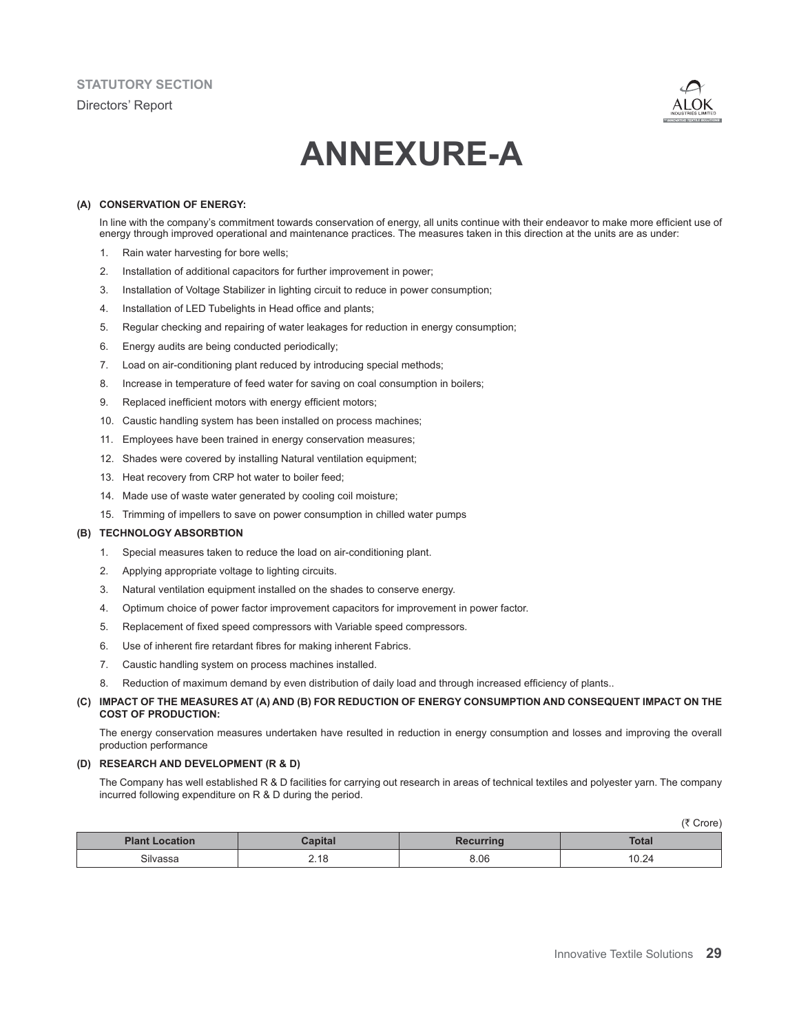# ANNEXURE-A

## (A) CONSERVATION OF ENERGY:

In line with the company's commitment towards conservation of energy, all units continue with their endeavor to make more efficient use of energy through improved operational and maintenance practices. The measures taken in this direction at the units are as under:

1. Rain water harvesting for bore wells;
2. Installation of additional capacitors for further improvement in power;
3. Installation of Voltage Stabilizer in lighting circuit to reduce in power consumption;
4. Installation of LED Tubelights in Head office and plants;
5. Regular checking and repairing of water leakages for reduction in energy consumption;
6. Energy audits are being conducted periodically;
7. Load on air-conditioning plant reduced by introducing special methods;
8. Increase in temperature of feed water for saving on coal consumption in boilers;
9. Replaced inefficient motors with energy efficient motors;
10. Caustic handling system has been installed on process machines;
11. Employees have been trained in energy conservation measures;
12. Shades were covered by installing Natural ventilation equipment;
13. Heat recovery from CRP hot water to boiler feed;
14. Made use of waste water generated by cooling coil moisture;
15. Trimming of impellers to save on power consumption in chilled water pumps

## (B) TECHNOLOGY ABSORBTION

1. Special measures taken to reduce the load on air-conditioning plant.
2. Applying appropriate voltage to lighting circuits.
3. Natural ventilation equipment installed on the shades to conserve energy.
4. Optimum choice of power factor improvement capacitors for improvement in power factor.
5. Replacement of fixed speed compressors with Variable speed compressors.
6. Use of inherent fire retardant fibres for making inherent Fabrics.
7. Caustic handling system on process machines installed.
8. Reduction of maximum demand by even distribution of daily load and through increased efficiency of plants..

## (C) IMPACT OF THE MEASURES AT (A) AND (B) FOR REDUCTION OF ENERGY CONSUMPTION AND CONSEQUENT IMPACT ON THE COST OF PRODUCTION:

The energy conservation measures undertaken have resulted in reduction in energy consumption and losses and improving the overall production performance

## (D) RESEARCH AND DEVELOPMENT (R & D)

The Company has well established R & D facilities for carrying out research in areas of technical textiles and polyester yarn. The company incurred following expenditure on R & D during the period.

(₹ Crore)

| Plant Location | Capital | Recurring | Total |
|---|---|---|---|
| Silvassa | 2.18 | 8.06 | 10.24 |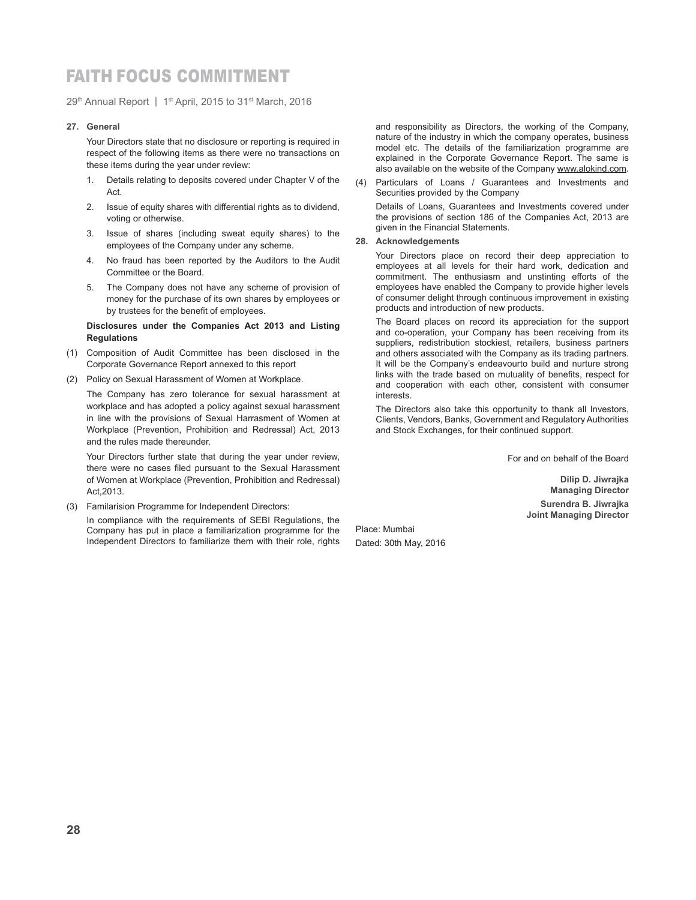**27. General**

Your Directors state that no disclosure or reporting is required in respect of the following items as there were no transactions on these items during the year under review:

1. Details relating to deposits covered under Chapter V of the Act.
2. Issue of equity shares with differential rights as to dividend, voting or otherwise.
3. Issue of shares (including sweat equity shares) to the employees of the Company under any scheme.
4. No fraud has been reported by the Auditors to the Audit Committee or the Board.
5. The Company does not have any scheme of provision of money for the purchase of its own shares by employees or by trustees for the benefit of employees.

**Disclosures under the Companies Act 2013 and Listing Regulations**

(1) Composition of Audit Committee has been disclosed in the Corporate Governance Report annexed to this report

(2) Policy on Sexual Harassment of Women at Workplace.

The Company has zero tolerance for sexual harassment at workplace and has adopted a policy against sexual harassment in line with the provisions of Sexual Harrasment of Women at Workplace (Prevention, Prohibition and Redressal) Act, 2013 and the rules made thereunder.

Your Directors further state that during the year under review, there were no cases filed pursuant to the Sexual Harassment of Women at Workplace (Prevention, Prohibition and Redressal) Act,2013.

(3) Familarision Programme for Independent Directors:

In compliance with the requirements of SEBI Regulations, the Company has put in place a familiarization programme for the Independent Directors to familiarize them with their role, rights and responsibility as Directors, the working of the Company, nature of the industry in which the company operates, business model etc. The details of the familiarization programme are explained in the Corporate Governance Report. The same is also available on the website of the Company www.alokind.com.

(4) Particulars of Loans / Guarantees and Investments and Securities provided by the Company

Details of Loans, Guarantees and Investments covered under the provisions of section 186 of the Companies Act, 2013 are given in the Financial Statements.

**28. Acknowledgements**

Your Directors place on record their deep appreciation to employees at all levels for their hard work, dedication and commitment. The enthusiasm and unstinting efforts of the employees have enabled the Company to provide higher levels of consumer delight through continuous improvement in existing products and introduction of new products.

The Board places on record its appreciation for the support and co-operation, your Company has been receiving from its suppliers, redistribution stockiest, retailers, business partners and others associated with the Company as its trading partners. It will be the Company's endeavourto build and nurture strong links with the trade based on mutuality of benefits, respect for and cooperation with each other, consistent with consumer interests.

The Directors also take this opportunity to thank all Investors, Clients, Vendors, Banks, Government and Regulatory Authorities and Stock Exchanges, for their continued support.

For and on behalf of the Board

**Dilip D. Jiwrajka**
**Managing Director**

**Surendra B. Jiwrajka**
**Joint Managing Director**

Place: Mumbai
Dated: 30th May, 2016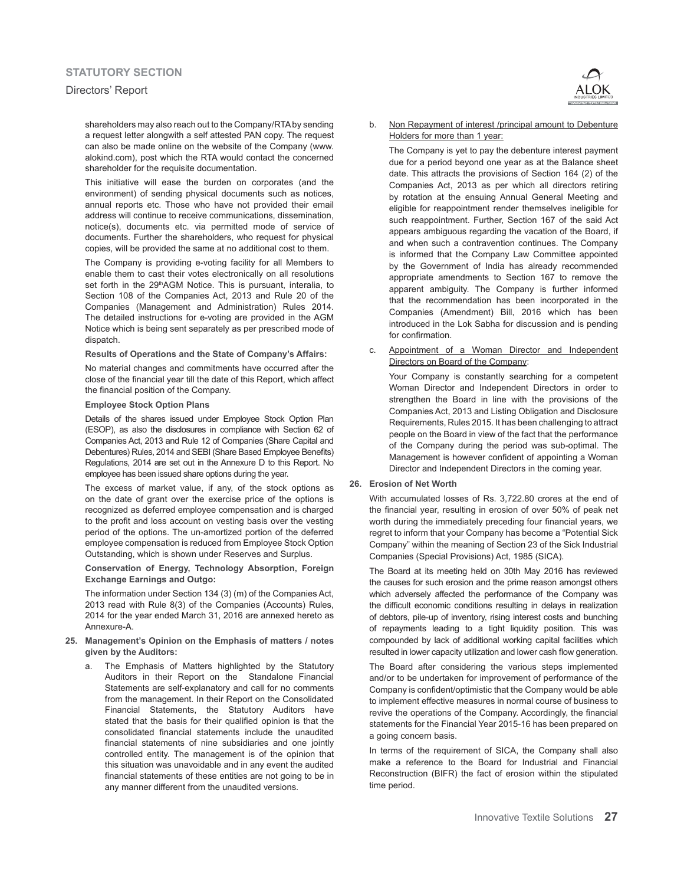shareholders may also reach out to the Company/RTA by sending a request letter alongwith a self attested PAN copy. The request can also be made online on the website of the Company (www.alokind.com), post which the RTA would contact the concerned shareholder for the requisite documentation.

This initiative will ease the burden on corporates (and the environment) of sending physical documents such as notices, annual reports etc. Those who have not provided their email address will continue to receive communications, dissemination, notice(s), documents etc. via permitted mode of service of documents. Further the shareholders, who request for physical copies, will be provided the same at no additional cost to them.

The Company is providing e-voting facility for all Members to enable them to cast their votes electronically on all resolutions set forth in the 29th AGM Notice. This is pursuant, interalia, to Section 108 of the Companies Act, 2013 and Rule 20 of the Companies (Management and Administration) Rules 2014. The detailed instructions for e-voting are provided in the AGM Notice which is being sent separately as per prescribed mode of dispatch.

**Results of Operations and the State of Company's Affairs:**

No material changes and commitments have occurred after the close of the financial year till the date of this Report, which affect the financial position of the Company.

**Employee Stock Option Plans**

Details of the shares issued under Employee Stock Option Plan (ESOP), as also the disclosures in compliance with Section 62 of Companies Act, 2013 and Rule 12 of Companies (Share Capital and Debentures) Rules, 2014 and SEBI (Share Based Employee Benefits) Regulations, 2014 are set out in the Annexure D to this Report. No employee has been issued share options during the year.

The excess of market value, if any, of the stock options as on the date of grant over the exercise price of the options is recognized as deferred employee compensation and is charged to the profit and loss account on vesting basis over the vesting period of the options. The un-amortized portion of the deferred employee compensation is reduced from Employee Stock Option Outstanding, which is shown under Reserves and Surplus.

**Conservation of Energy, Technology Absorption, Foreign Exchange Earnings and Outgo:**

The information under Section 134 (3) (m) of the Companies Act, 2013 read with Rule 8(3) of the Companies (Accounts) Rules, 2014 for the year ended March 31, 2016 are annexed hereto as Annexure-A.

**25. Management's Opinion on the Emphasis of matters / notes given by the Auditors:**

a. The Emphasis of Matters highlighted by the Statutory Auditors in their Report on the Standalone Financial Statements are self-explanatory and call for no comments from the management. In their Report on the Consolidated Financial Statements, the Statutory Auditors have stated that the basis for their qualified opinion is that the consolidated financial statements include the unaudited financial statements of nine subsidiaries and one jointly controlled entity. The management is of the opinion that this situation was unavoidable and in any event the audited financial statements of these entities are not going to be in any manner different from the unaudited versions.

b. Non Repayment of interest /principal amount to Debenture Holders for more than 1 year:

The Company is yet to pay the debenture interest payment due for a period beyond one year as at the Balance sheet date. This attracts the provisions of Section 164 (2) of the Companies Act, 2013 as per which all directors retiring by rotation at the ensuing Annual General Meeting and eligible for reappointment render themselves ineligible for such reappointment. Further, Section 167 of the said Act appears ambiguous regarding the vacation of the Board, if and when such a contravention continues. The Company is informed that the Company Law Committee appointed by the Government of India has already recommended appropriate amendments to Section 167 to remove the apparent ambiguity. The Company is further informed that the recommendation has been incorporated in the Companies (Amendment) Bill, 2016 which has been introduced in the Lok Sabha for discussion and is pending for confirmation.

c. Appointment of a Woman Director and Independent Directors on Board of the Company:

Your Company is constantly searching for a competent Woman Director and Independent Directors in order to strengthen the Board in line with the provisions of the Companies Act, 2013 and Listing Obligation and Disclosure Requirements, Rules 2015. It has been challenging to attract people on the Board in view of the fact that the performance of the Company during the period was sub-optimal. The Management is however confident of appointing a Woman Director and Independent Directors in the coming year.

**26. Erosion of Net Worth**

With accumulated losses of Rs. 3,722.80 crores at the end of the financial year, resulting in erosion of over 50% of peak net worth during the immediately preceding four financial years, we regret to inform that your Company has become a "Potential Sick Company" within the meaning of Section 23 of the Sick Industrial Companies (Special Provisions) Act, 1985 (SICA).

The Board at its meeting held on 30th May 2016 has reviewed the causes for such erosion and the prime reason amongst others which adversely affected the performance of the Company was the difficult economic conditions resulting in delays in realization of debtors, pile-up of inventory, rising interest costs and bunching of repayments leading to a tight liquidity position. This was compounded by lack of additional working capital facilities which resulted in lower capacity utilization and lower cash flow generation.

The Board after considering the various steps implemented and/or to be undertaken for improvement of performance of the Company is confident/optimistic that the Company would be able to implement effective measures in normal course of business to revive the operations of the Company. Accordingly, the financial statements for the Financial Year 2015-16 has been prepared on a going concern basis.

In terms of the requirement of SICA, the Company shall also make a reference to the Board for Industrial and Financial Reconstruction (BIFR) the fact of erosion within the stipulated time period.